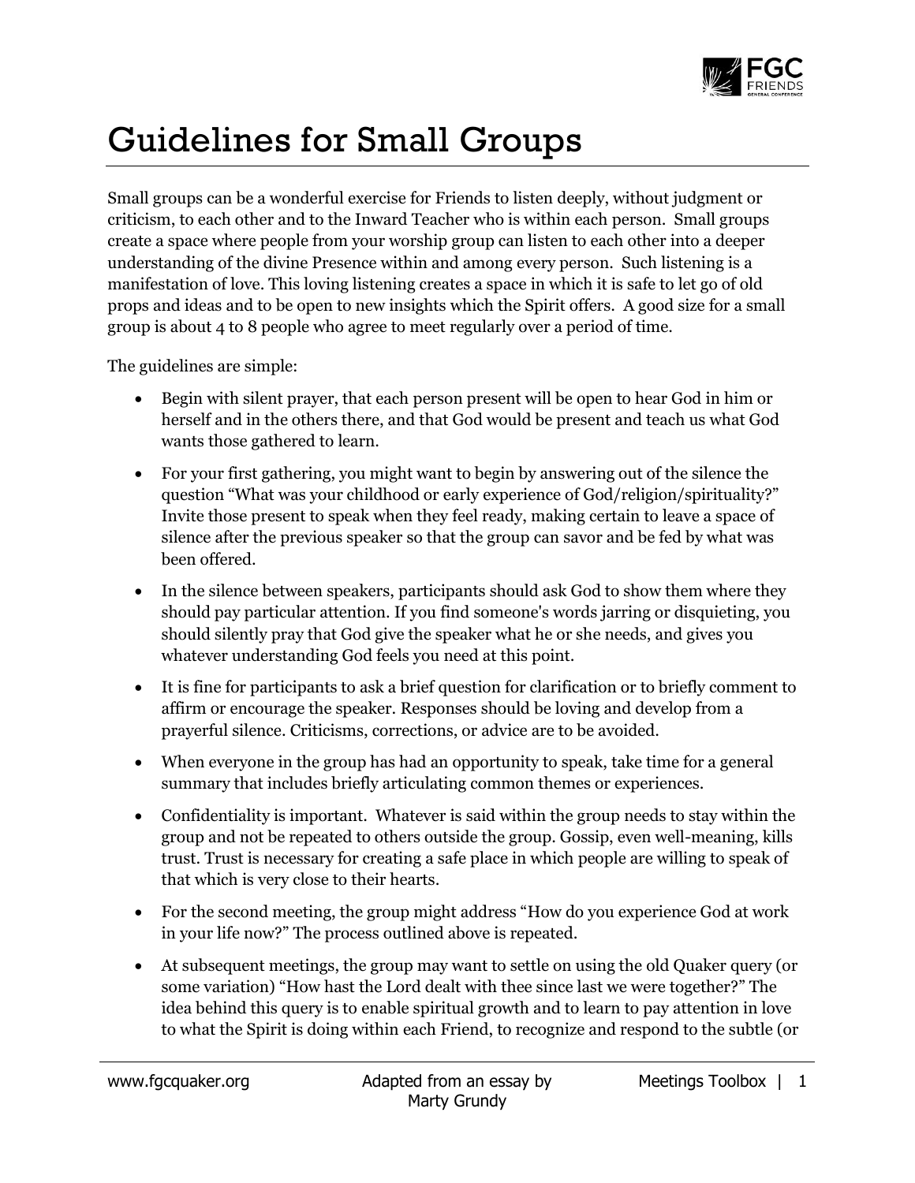# Guidelines for Small Groups

Small groups can be a wonderful exercise for Friends to listen deeply, without judgment or criticism, to each other and to the Inward Teacher who is within each person. Small groups create a space where people from your worship group can listen to each other into a deeper understanding of the divine Presence within and among every person. Such listening is a manifestation of love. This loving listening creates a space in which it is safe to let go of old props and ideas and to be open to new insights which the Spirit offers. A good size for a small group is about 4 to 8 people who agree to meet regularly over a period of time.

The guidelines are simple:

- Begin with silent prayer, that each person present will be open to hear God in him or herself and in the others there, and that God would be present and teach us what God wants those gathered to learn.
- For your first gathering, you might want to begin by answering out of the silence the question "What was your childhood or early experience of God/religion/spirituality?" Invite those present to speak when they feel ready, making certain to leave a space of silence after the previous speaker so that the group can savor and be fed by what was been offered.
- In the silence between speakers, participants should ask God to show them where they should pay particular attention. If you find someone's words jarring or disquieting, you should silently pray that God give the speaker what he or she needs, and gives you whatever understanding God feels you need at this point.
- It is fine for participants to ask a brief question for clarification or to briefly comment to affirm or encourage the speaker. Responses should be loving and develop from a prayerful silence. Criticisms, corrections, or advice are to be avoided.
- When everyone in the group has had an opportunity to speak, take time for a general summary that includes briefly articulating common themes or experiences.
- Confidentiality is important. Whatever is said within the group needs to stay within the group and not be repeated to others outside the group. Gossip, even well-meaning, kills trust. Trust is necessary for creating a safe place in which people are willing to speak of that which is very close to their hearts.
- For the second meeting, the group might address "How do you experience God at work in your life now?" The process outlined above is repeated.
- At subsequent meetings, the group may want to settle on using the old Quaker query (or some variation) "How hast the Lord dealt with thee since last we were together?" The idea behind this query is to enable spiritual growth and to learn to pay attention in love to what the Spirit is doing within each Friend, to recognize and respond to the subtle (or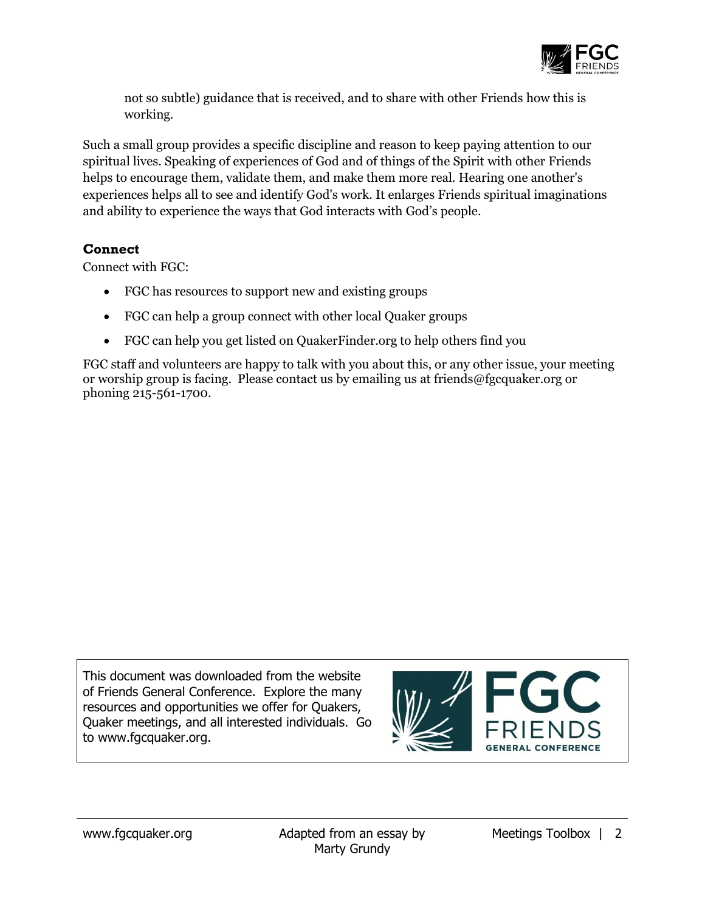not so subtle) guidance that is received, and to share with other Friends how this is working.

Such a small group provides a specific discipline and reason to keep paying attention to our spiritual lives. Speaking of experiences of God and of things of the Spirit with other Friends helps to encourage them, validate them, and make them more real. Hearing one another's experiences helps all to see and identify God's work. It enlarges Friends spiritual imaginations and ability to experience the ways that God interacts with God's people.

**Connect**

Connect with FGC:

- FGC has resources to support new and existing groups
- FGC can help a group connect with other local Quaker groups
- FGC can help you get listed on QuakerFinder.org to help others find you

FGC staff and volunteers are happy to talk with you about this, or any other issue, your meeting or worship group is facing. Please contact us by emailing us at friends@fgcquaker.org or phoning 215-561-1700.

This document was downloaded from the website of Friends General Conference. Explore the many resources and opportunities we offer for Quakers, Quaker meetings, and all interested individuals. Go to www.fgcquaker.org.

FGC FRIENDS GENERAL CONFERENCE

Adapted from an essay by Marty Grundy